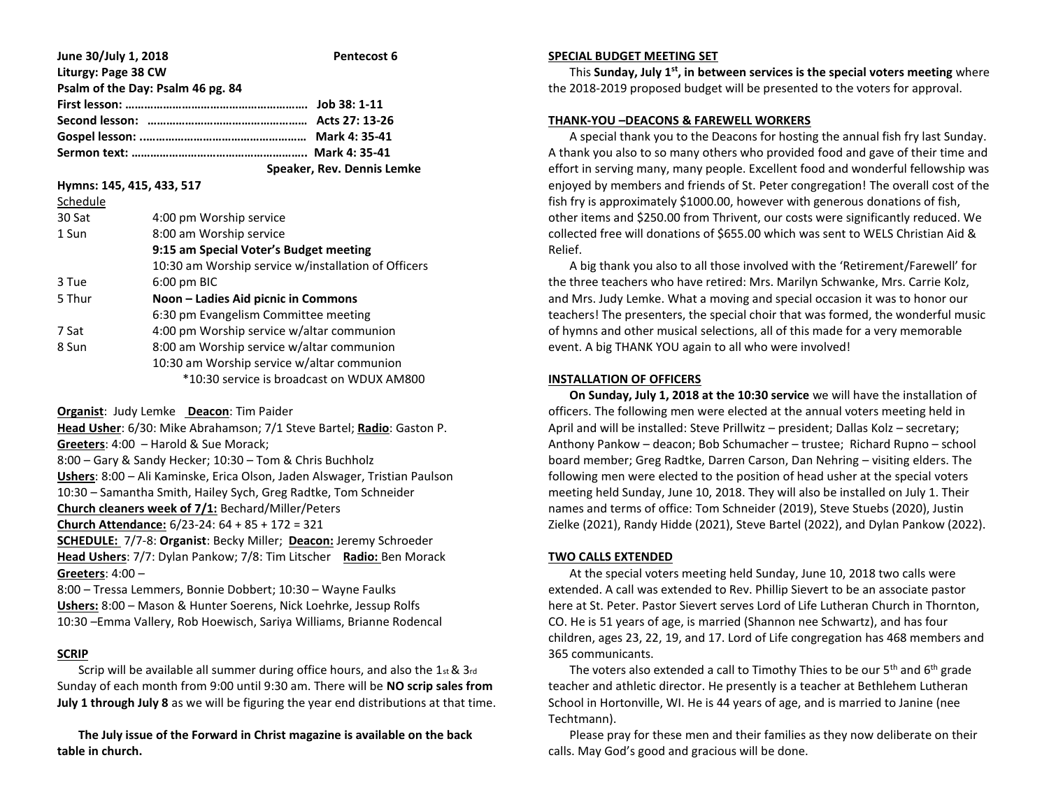**June 30/July 1, 2018 Pentecost 6**

**Liturgy: Page 38 CW**

**Psalm of the Day: Psalm 46 pg. 84**

**First lesson: ………………………………………………… Job 38: 1-11**

**Second lesson: ………………………………………… Acts 27: 13-26**

**Gospel lesson: ............................................. Mark 4: 35-41**

**Sermon text: ………………………………………………. Mark 4: 35-41**

**Speaker, Rev. Dennis Lemke**

**Hymns: 145, 415, 433, 517**

Schedule

| | |
|---|---|
| 30 Sat | 4:00 pm Worship service |
| 1 Sun | 8:00 am Worship service |
| | **9:15 am Special Voter's Budget meeting** |
| | 10:30 am Worship service w/installation of Officers |
| 3 Tue | 6:00 pm BIC |
| 5 Thur | **Noon – Ladies Aid picnic in Commons** |
| | 6:30 pm Evangelism Committee meeting |
| 7 Sat | 4:00 pm Worship service w/altar communion |
| 8 Sun | 8:00 am Worship service w/altar communion |
| | 10:30 am Worship service w/altar communion |
| | *10:30 service is broadcast on WDUX AM800 |

**Organist**: Judy Lemke **Deacon**: Tim Paider

**Head Usher**: 6/30: Mike Abrahamson; 7/1 Steve Bartel; **Radio**: Gaston P.

**Greeters**: 4:00 – Harold & Sue Morack;

8:00 – Gary & Sandy Hecker; 10:30 – Tom & Chris Buchholz

**Ushers**: 8:00 – Ali Kaminske, Erica Olson, Jaden Alswager, Tristian Paulson

10:30 – Samantha Smith, Hailey Sych, Greg Radtke, Tom Schneider

**Church cleaners week of 7/1:** Bechard/Miller/Peters

**Church Attendance:** 6/23-24: 64 + 85 + 172 = 321

**SCHEDULE:** 7/7-8: **Organist**: Becky Miller; **Deacon:** Jeremy Schroeder

**Head Ushers**: 7/7: Dylan Pankow; 7/8: Tim Litscher **Radio:** Ben Morack

**Greeters**: 4:00 –

8:00 – Tressa Lemmers, Bonnie Dobbert; 10:30 – Wayne Faulks

**Ushers:** 8:00 – Mason & Hunter Soerens, Nick Loehrke, Jessup Rolfs

10:30 –Emma Vallery, Rob Hoewisch, Sariya Williams, Brianne Rodencal

## SCRIP

Scrip will be available all summer during office hours, and also the 1st & 3rd Sunday of each month from 9:00 until 9:30 am. There will be **NO scrip sales from July 1 through July 8** as we will be figuring the year end distributions at that time.

**The July issue of the Forward in Christ magazine is available on the back table in church.**

## SPECIAL BUDGET MEETING SET

This **Sunday, July 1st, in between services is the special voters meeting** where the 2018-2019 proposed budget will be presented to the voters for approval.

## THANK-YOU –DEACONS & FAREWELL WORKERS

A special thank you to the Deacons for hosting the annual fish fry last Sunday. A thank you also to so many others who provided food and gave of their time and effort in serving many, many people. Excellent food and wonderful fellowship was enjoyed by members and friends of St. Peter congregation! The overall cost of the fish fry is approximately $1000.00, however with generous donations of fish, other items and $250.00 from Thrivent, our costs were significantly reduced. We collected free will donations of $655.00 which was sent to WELS Christian Aid & Relief.

A big thank you also to all those involved with the 'Retirement/Farewell' for the three teachers who have retired: Mrs. Marilyn Schwanke, Mrs. Carrie Kolz, and Mrs. Judy Lemke. What a moving and special occasion it was to honor our teachers! The presenters, the special choir that was formed, the wonderful music of hymns and other musical selections, all of this made for a very memorable event. A big THANK YOU again to all who were involved!

## INSTALLATION OF OFFICERS

**On Sunday, July 1, 2018 at the 10:30 service** we will have the installation of officers. The following men were elected at the annual voters meeting held in April and will be installed: Steve Prillwitz – president; Dallas Kolz – secretary; Anthony Pankow – deacon; Bob Schumacher – trustee; Richard Rupno – school board member; Greg Radtke, Darren Carson, Dan Nehring – visiting elders. The following men were elected to the position of head usher at the special voters meeting held Sunday, June 10, 2018. They will also be installed on July 1. Their names and terms of office: Tom Schneider (2019), Steve Stuebs (2020), Justin Zielke (2021), Randy Hidde (2021), Steve Bartel (2022), and Dylan Pankow (2022).

## TWO CALLS EXTENDED

At the special voters meeting held Sunday, June 10, 2018 two calls were extended. A call was extended to Rev. Phillip Sievert to be an associate pastor here at St. Peter. Pastor Sievert serves Lord of Life Lutheran Church in Thornton, CO. He is 51 years of age, is married (Shannon nee Schwartz), and has four children, ages 23, 22, 19, and 17. Lord of Life congregation has 468 members and 365 communicants.

The voters also extended a call to Timothy Thies to be our 5th and 6th grade teacher and athletic director. He presently is a teacher at Bethlehem Lutheran School in Hortonville, WI. He is 44 years of age, and is married to Janine (nee Techtmann).

Please pray for these men and their families as they now deliberate on their calls. May God's good and gracious will be done.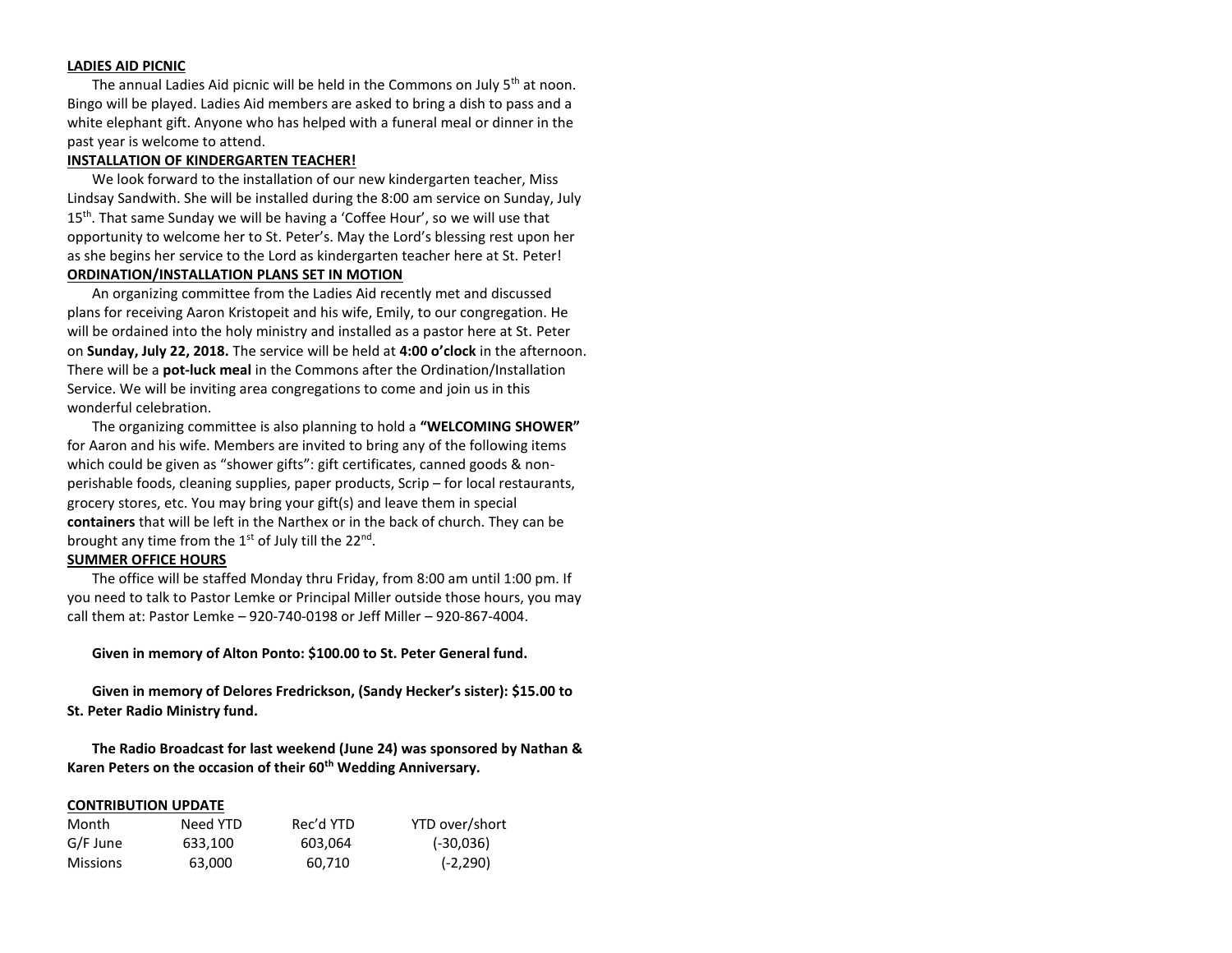**LADIES AID PICNIC**

The annual Ladies Aid picnic will be held in the Commons on July 5th at noon. Bingo will be played. Ladies Aid members are asked to bring a dish to pass and a white elephant gift. Anyone who has helped with a funeral meal or dinner in the past year is welcome to attend.

**INSTALLATION OF KINDERGARTEN TEACHER!**

We look forward to the installation of our new kindergarten teacher, Miss Lindsay Sandwith. She will be installed during the 8:00 am service on Sunday, July 15th. That same Sunday we will be having a 'Coffee Hour', so we will use that opportunity to welcome her to St. Peter's. May the Lord's blessing rest upon her as she begins her service to the Lord as kindergarten teacher here at St. Peter!

**ORDINATION/INSTALLATION PLANS SET IN MOTION**

An organizing committee from the Ladies Aid recently met and discussed plans for receiving Aaron Kristopeit and his wife, Emily, to our congregation. He will be ordained into the holy ministry and installed as a pastor here at St. Peter on **Sunday, July 22, 2018.** The service will be held at **4:00 o'clock** in the afternoon. There will be a **pot-luck meal** in the Commons after the Ordination/Installation Service. We will be inviting area congregations to come and join us in this wonderful celebration.

The organizing committee is also planning to hold a **"WELCOMING SHOWER"** for Aaron and his wife. Members are invited to bring any of the following items which could be given as "shower gifts": gift certificates, canned goods & non-perishable foods, cleaning supplies, paper products, Scrip – for local restaurants, grocery stores, etc. You may bring your gift(s) and leave them in special **containers** that will be left in the Narthex or in the back of church. They can be brought any time from the 1st of July till the 22nd.

**SUMMER OFFICE HOURS**

The office will be staffed Monday thru Friday, from 8:00 am until 1:00 pm. If you need to talk to Pastor Lemke or Principal Miller outside those hours, you may call them at: Pastor Lemke – 920-740-0198 or Jeff Miller – 920-867-4004.

**Given in memory of Alton Ponto: $100.00 to St. Peter General fund.**

**Given in memory of Delores Fredrickson, (Sandy Hecker's sister): $15.00 to St. Peter Radio Ministry fund.**

**The Radio Broadcast for last weekend (June 24) was sponsored by Nathan & Karen Peters on the occasion of their 60th Wedding Anniversary.**

**CONTRIBUTION UPDATE**

| Month | Need YTD | Rec'd YTD | YTD over/short |
|---|---|---|---|
| G/F June | 633,100 | 603,064 | (-30,036) |
| Missions | 63,000 | 60,710 | (-2,290) |